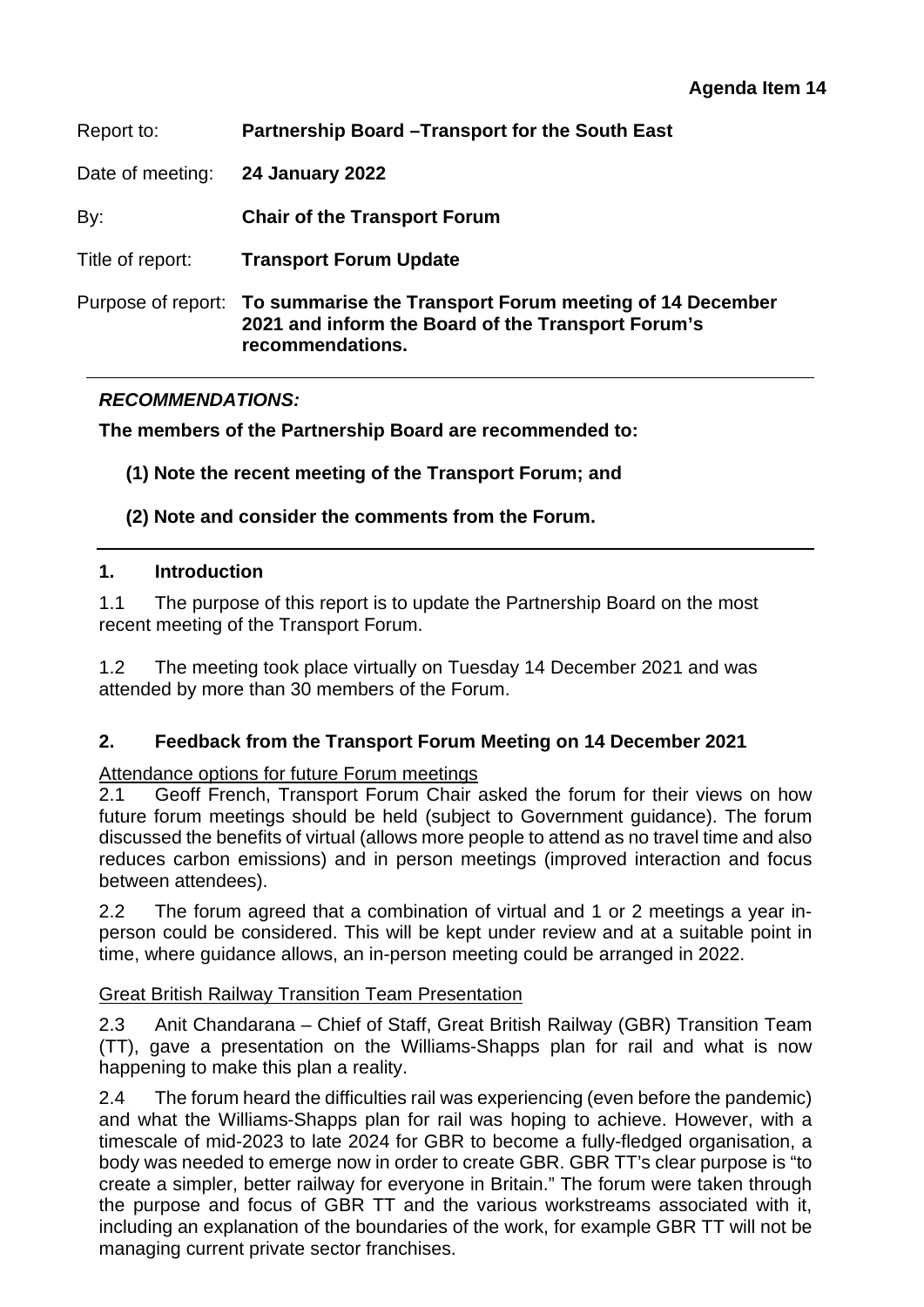**Agenda Item 14**

Report to: **Partnership Board –Transport for the South East**

Date of meeting: **24 January 2022**

By: **Chair of the Transport Forum**

Title of report: **Transport Forum Update**

Purpose of report: **To summarise the Transport Forum meeting of 14 December 2021 and inform the Board of the Transport Forum's recommendations.**

---

***RECOMMENDATIONS:***

**The members of the Partnership Board are recommended to:**

**(1) Note the recent meeting of the Transport Forum; and**

**(2) Note and consider the comments from the Forum.**

---

## 1. Introduction

1.1 The purpose of this report is to update the Partnership Board on the most recent meeting of the Transport Forum.

1.2 The meeting took place virtually on Tuesday 14 December 2021 and was attended by more than 30 members of the Forum.

## 2. Feedback from the Transport Forum Meeting on 14 December 2021

Attendance options for future Forum meetings

2.1 Geoff French, Transport Forum Chair asked the forum for their views on how future forum meetings should be held (subject to Government guidance). The forum discussed the benefits of virtual (allows more people to attend as no travel time and also reduces carbon emissions) and in person meetings (improved interaction and focus between attendees).

2.2 The forum agreed that a combination of virtual and 1 or 2 meetings a year in-person could be considered. This will be kept under review and at a suitable point in time, where guidance allows, an in-person meeting could be arranged in 2022.

Great British Railway Transition Team Presentation

2.3 Anit Chandarana – Chief of Staff, Great British Railway (GBR) Transition Team (TT), gave a presentation on the Williams-Shapps plan for rail and what is now happening to make this plan a reality.

2.4 The forum heard the difficulties rail was experiencing (even before the pandemic) and what the Williams-Shapps plan for rail was hoping to achieve. However, with a timescale of mid-2023 to late 2024 for GBR to become a fully-fledged organisation, a body was needed to emerge now in order to create GBR. GBR TT's clear purpose is "to create a simpler, better railway for everyone in Britain." The forum were taken through the purpose and focus of GBR TT and the various workstreams associated with it, including an explanation of the boundaries of the work, for example GBR TT will not be managing current private sector franchises.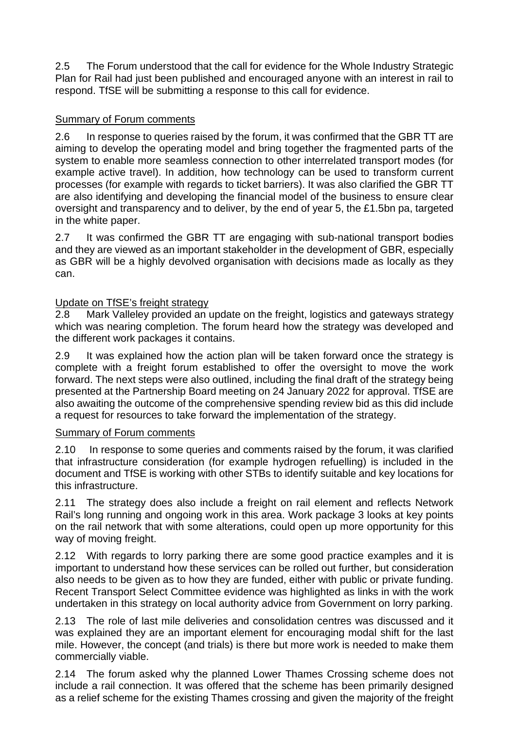2.5 The Forum understood that the call for evidence for the Whole Industry Strategic Plan for Rail had just been published and encouraged anyone with an interest in rail to respond. TfSE will be submitting a response to this call for evidence.

<u>Summary of Forum comments</u>

2.6 In response to queries raised by the forum, it was confirmed that the GBR TT are aiming to develop the operating model and bring together the fragmented parts of the system to enable more seamless connection to other interrelated transport modes (for example active travel). In addition, how technology can be used to transform current processes (for example with regards to ticket barriers). It was also clarified the GBR TT are also identifying and developing the financial model of the business to ensure clear oversight and transparency and to deliver, by the end of year 5, the £1.5bn pa, targeted in the white paper.

2.7 It was confirmed the GBR TT are engaging with sub-national transport bodies and they are viewed as an important stakeholder in the development of GBR, especially as GBR will be a highly devolved organisation with decisions made as locally as they can.

<u>Update on TfSE's freight strategy</u>

2.8 Mark Valleley provided an update on the freight, logistics and gateways strategy which was nearing completion. The forum heard how the strategy was developed and the different work packages it contains.

2.9 It was explained how the action plan will be taken forward once the strategy is complete with a freight forum established to offer the oversight to move the work forward. The next steps were also outlined, including the final draft of the strategy being presented at the Partnership Board meeting on 24 January 2022 for approval. TfSE are also awaiting the outcome of the comprehensive spending review bid as this did include a request for resources to take forward the implementation of the strategy.

<u>Summary of Forum comments</u>

2.10 In response to some queries and comments raised by the forum, it was clarified that infrastructure consideration (for example hydrogen refuelling) is included in the document and TfSE is working with other STBs to identify suitable and key locations for this infrastructure.

2.11 The strategy does also include a freight on rail element and reflects Network Rail's long running and ongoing work in this area. Work package 3 looks at key points on the rail network that with some alterations, could open up more opportunity for this way of moving freight.

2.12 With regards to lorry parking there are some good practice examples and it is important to understand how these services can be rolled out further, but consideration also needs to be given as to how they are funded, either with public or private funding. Recent Transport Select Committee evidence was highlighted as links in with the work undertaken in this strategy on local authority advice from Government on lorry parking.

2.13 The role of last mile deliveries and consolidation centres was discussed and it was explained they are an important element for encouraging modal shift for the last mile. However, the concept (and trials) is there but more work is needed to make them commercially viable.

2.14 The forum asked why the planned Lower Thames Crossing scheme does not include a rail connection. It was offered that the scheme has been primarily designed as a relief scheme for the existing Thames crossing and given the majority of the freight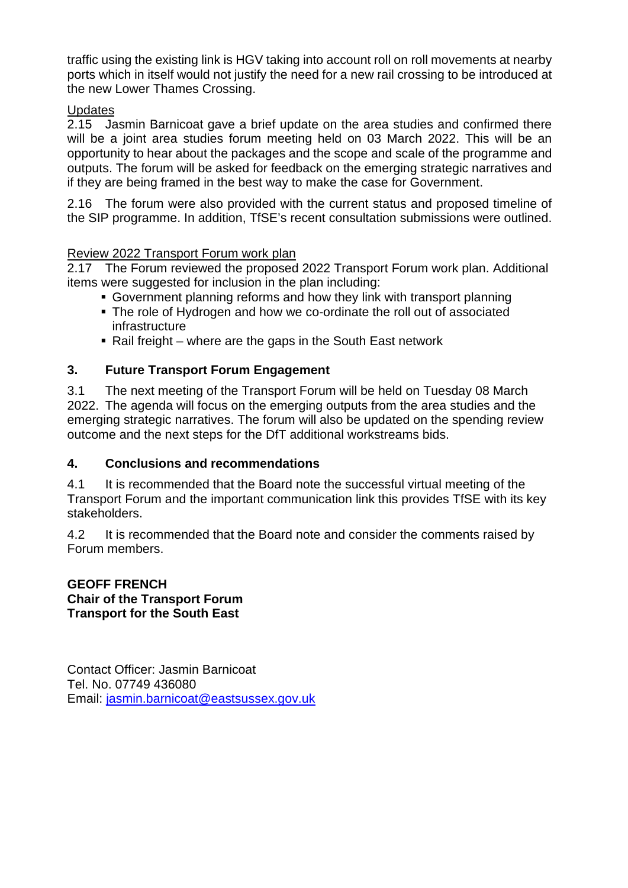traffic using the existing link is HGV taking into account roll on roll movements at nearby ports which in itself would not justify the need for a new rail crossing to be introduced at the new Lower Thames Crossing.

<u>Updates</u>

2.15 Jasmin Barnicoat gave a brief update on the area studies and confirmed there will be a joint area studies forum meeting held on 03 March 2022. This will be an opportunity to hear about the packages and the scope and scale of the programme and outputs. The forum will be asked for feedback on the emerging strategic narratives and if they are being framed in the best way to make the case for Government.

2.16 The forum were also provided with the current status and proposed timeline of the SIP programme. In addition, TfSE's recent consultation submissions were outlined.

<u>Review 2022 Transport Forum work plan</u>

2.17 The Forum reviewed the proposed 2022 Transport Forum work plan. Additional items were suggested for inclusion in the plan including:

- Government planning reforms and how they link with transport planning
- The role of Hydrogen and how we co-ordinate the roll out of associated infrastructure
- Rail freight – where are the gaps in the South East network

## 3. Future Transport Forum Engagement

3.1 The next meeting of the Transport Forum will be held on Tuesday 08 March 2022. The agenda will focus on the emerging outputs from the area studies and the emerging strategic narratives. The forum will also be updated on the spending review outcome and the next steps for the DfT additional workstreams bids.

## 4. Conclusions and recommendations

4.1 It is recommended that the Board note the successful virtual meeting of the Transport Forum and the important communication link this provides TfSE with its key stakeholders.

4.2 It is recommended that the Board note and consider the comments raised by Forum members.

**GEOFF FRENCH**
**Chair of the Transport Forum**
**Transport for the South East**

Contact Officer: Jasmin Barnicoat
Tel. No. 07749 436080
Email: jasmin.barnicoat@eastsussex.gov.uk